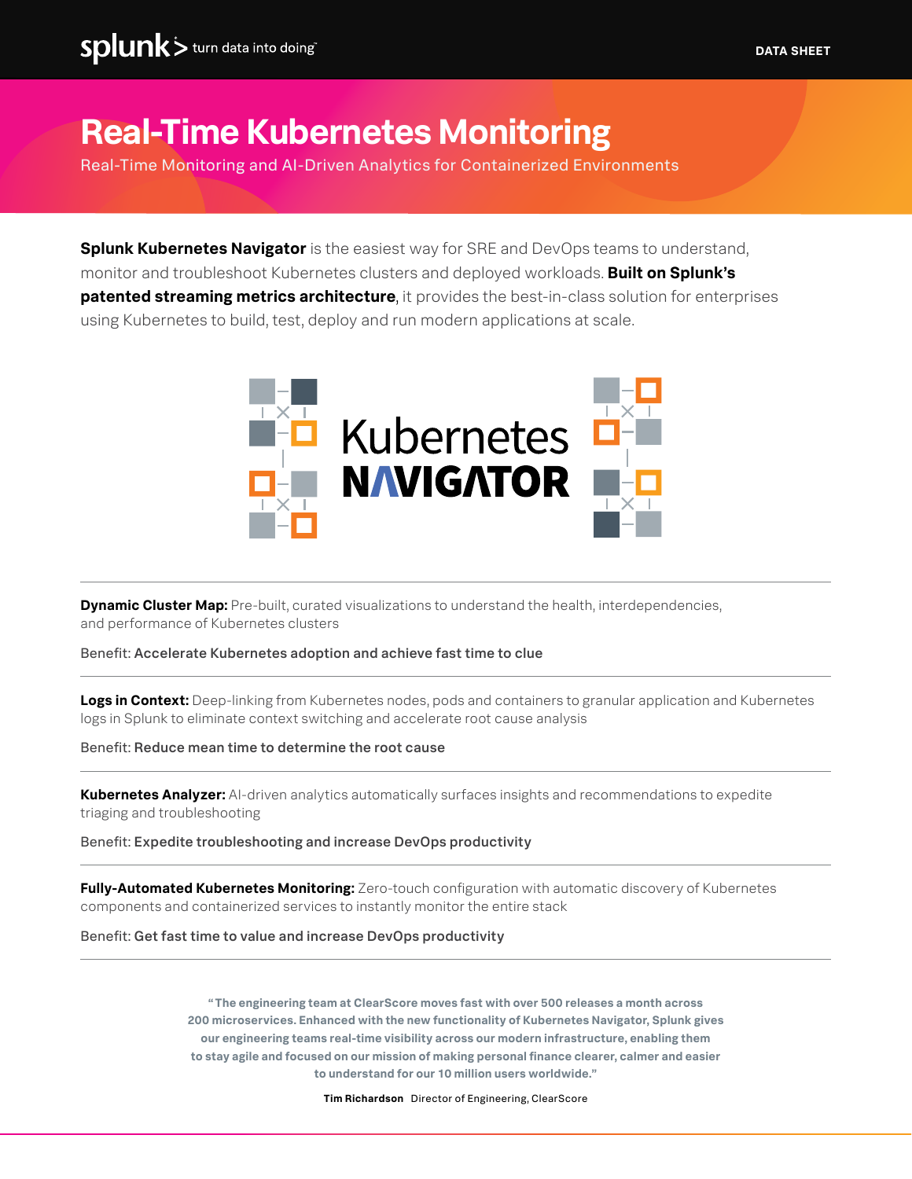splunk> turn data into doing™

DATA SHEET

# Real-Time Kubernetes Monitoring

Real-Time Monitoring and AI-Driven Analytics for Containerized Environments

**Splunk Kubernetes Navigator** is the easiest way for SRE and DevOps teams to understand, monitor and troubleshoot Kubernetes clusters and deployed workloads. **Built on Splunk's patented streaming metrics architecture**, it provides the best-in-class solution for enterprises using Kubernetes to build, test, deploy and run modern applications at scale.

Kubernetes NAVIGATOR

---

**Dynamic Cluster Map:** Pre-built, curated visualizations to understand the health, interdependencies, and performance of Kubernetes clusters

Benefit: **Accelerate Kubernetes adoption and achieve fast time to clue**

---

**Logs in Context:** Deep-linking from Kubernetes nodes, pods and containers to granular application and Kubernetes logs in Splunk to eliminate context switching and accelerate root cause analysis

Benefit: **Reduce mean time to determine the root cause**

---

**Kubernetes Analyzer:** AI-driven analytics automatically surfaces insights and recommendations to expedite triaging and troubleshooting

Benefit: **Expedite troubleshooting and increase DevOps productivity**

---

**Fully-Automated Kubernetes Monitoring:** Zero-touch configuration with automatic discovery of Kubernetes components and containerized services to instantly monitor the entire stack

Benefit: **Get fast time to value and increase DevOps productivity**

---

> **"The engineering team at ClearScore moves fast with over 500 releases a month across 200 microservices. Enhanced with the new functionality of Kubernetes Navigator, Splunk gives our engineering teams real-time visibility across our modern infrastructure, enabling them to stay agile and focused on our mission of making personal finance clearer, calmer and easier to understand for our 10 million users worldwide."**
>
> **Tim Richardson** Director of Engineering, ClearScore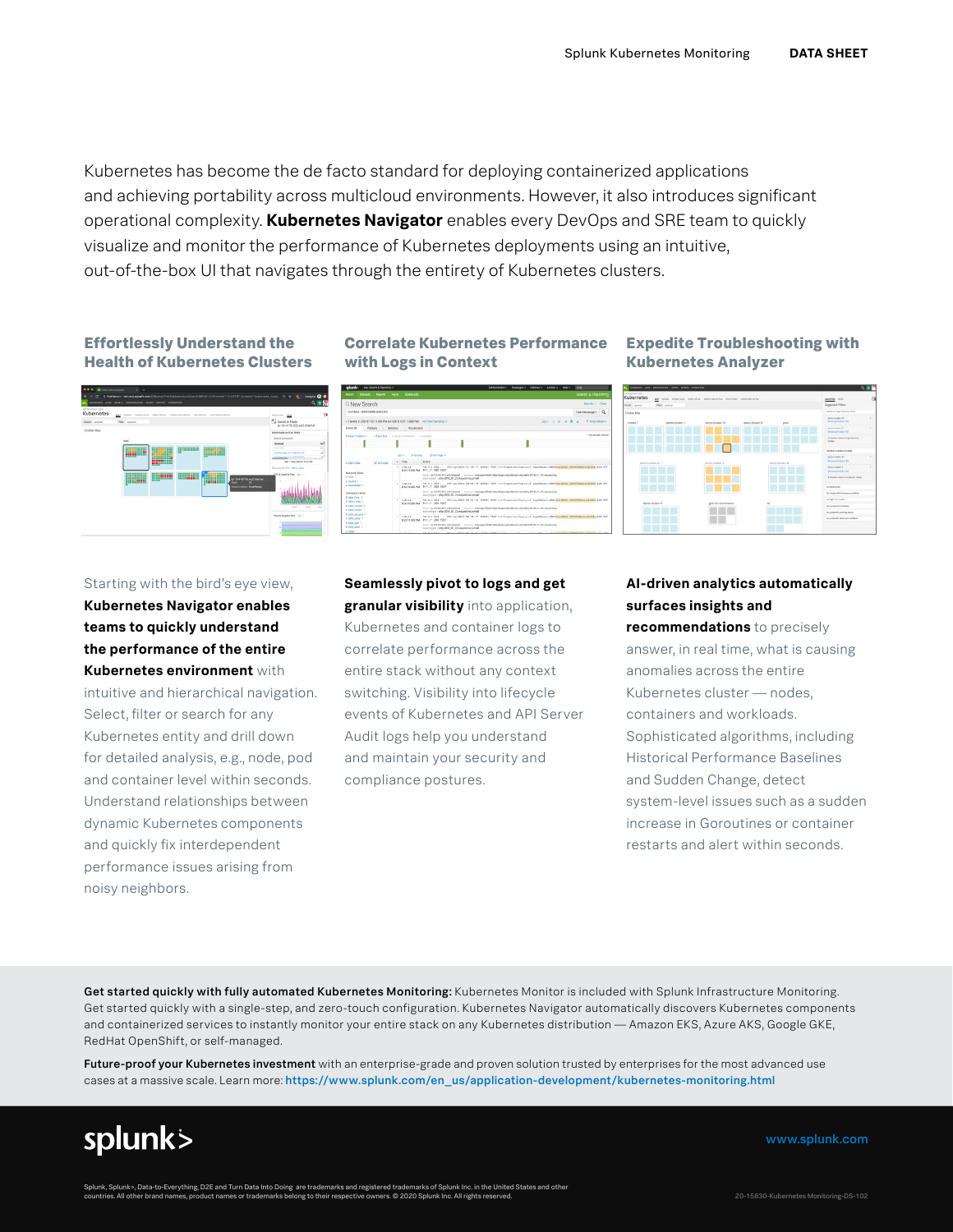Kubernetes has become the de facto standard for deploying containerized applications and achieving portability across multicloud environments. However, it also introduces significant operational complexity. **Kubernetes Navigator** enables every DevOps and SRE team to quickly visualize and monitor the performance of Kubernetes deployments using an intuitive, out-of-the-box UI that navigates through the entirety of Kubernetes clusters.

## Effortlessly Understand the Health of Kubernetes Clusters

Starting with the bird's eye view, **Kubernetes Navigator enables teams to quickly understand the performance of the entire Kubernetes environment** with intuitive and hierarchical navigation. Select, filter or search for any Kubernetes entity and drill down for detailed analysis, e.g., node, pod and container level within seconds. Understand relationships between dynamic Kubernetes components and quickly fix interdependent performance issues arising from noisy neighbors.

## Correlate Kubernetes Performance with Logs in Context

**Seamlessly pivot to logs and get granular visibility** into application, Kubernetes and container logs to correlate performance across the entire stack without any context switching. Visibility into lifecycle events of Kubernetes and API Server Audit logs help you understand and maintain your security and compliance postures.

## Expedite Troubleshooting with Kubernetes Analyzer

**AI-driven analytics automatically surfaces insights and recommendations** to precisely answer, in real time, what is causing anomalies across the entire Kubernetes cluster — nodes, containers and workloads. Sophisticated algorithms, including Historical Performance Baselines and Sudden Change, detect system-level issues such as a sudden increase in Goroutines or container restarts and alert within seconds.

**Get started quickly with fully automated Kubernetes Monitoring:** Kubernetes Monitor is included with Splunk Infrastructure Monitoring. Get started quickly with a single-step, and zero-touch configuration. Kubernetes Navigator automatically discovers Kubernetes components and containerized services to instantly monitor your entire stack on any Kubernetes distribution — Amazon EKS, Azure AKS, Google GKE, RedHat OpenShift, or self-managed.

**Future-proof your Kubernetes investment** with an enterprise-grade and proven solution trusted by enterprises for the most advanced use cases at a massive scale. Learn more: https://www.splunk.com/en_us/application-development/kubernetes-monitoring.html

splunk>

www.splunk.com

Splunk, Splunk>, Data-to-Everything, D2E and Turn Data Into Doing are trademarks and registered trademarks of Splunk Inc. in the United States and other countries. All other brand names, product names or trademarks belong to their respective owners. © 2020 Splunk Inc. All rights reserved.

20-15830-Kubernetes Monitoring-DS-102